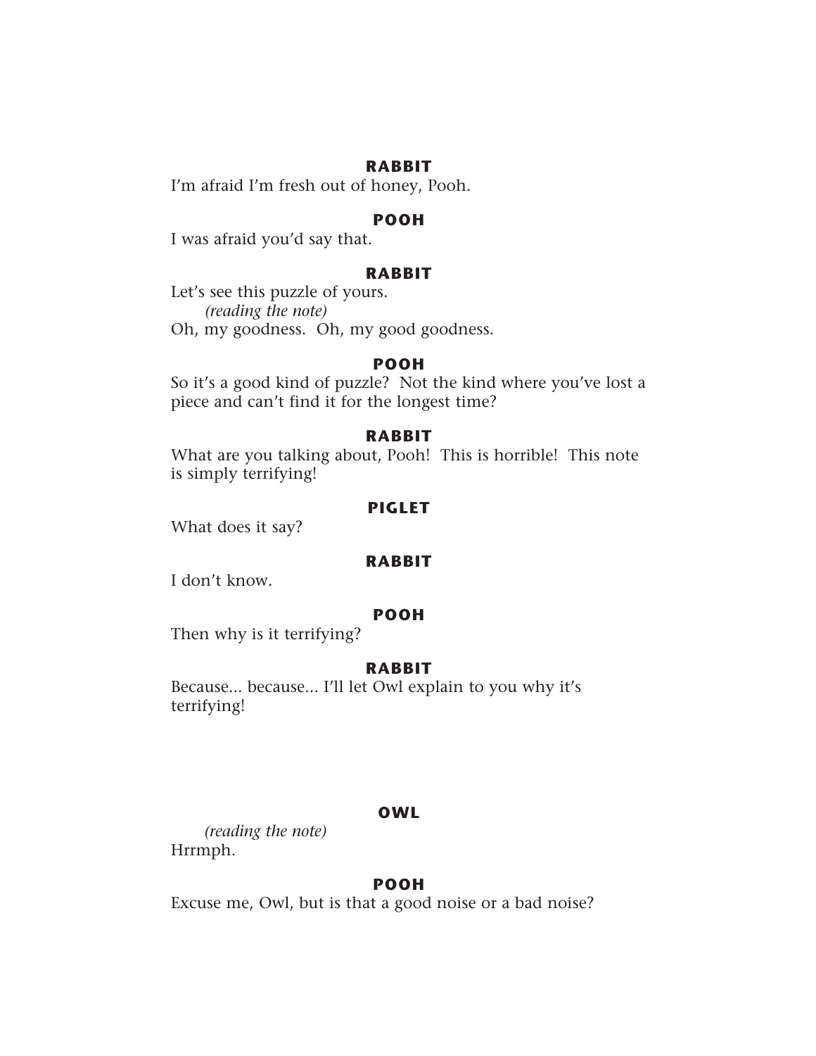**RABBIT**

I'm afraid I'm fresh out of honey, Pooh.

**POOH**

I was afraid you'd say that.

**RABBIT**

Let's see this puzzle of yours.

*(reading the note)*

Oh, my goodness. Oh, my good goodness.

**POOH**

So it's a good kind of puzzle? Not the kind where you've lost a piece and can't find it for the longest time?

**RABBIT**

What are you talking about, Pooh! This is horrible! This note is simply terrifying!

**PIGLET**

What does it say?

**RABBIT**

I don't know.

**POOH**

Then why is it terrifying?

**RABBIT**

Because... because... I'll let Owl explain to you why it's terrifying!

**OWL**

*(reading the note)*

Hrrmph.

**POOH**

Excuse me, Owl, but is that a good noise or a bad noise?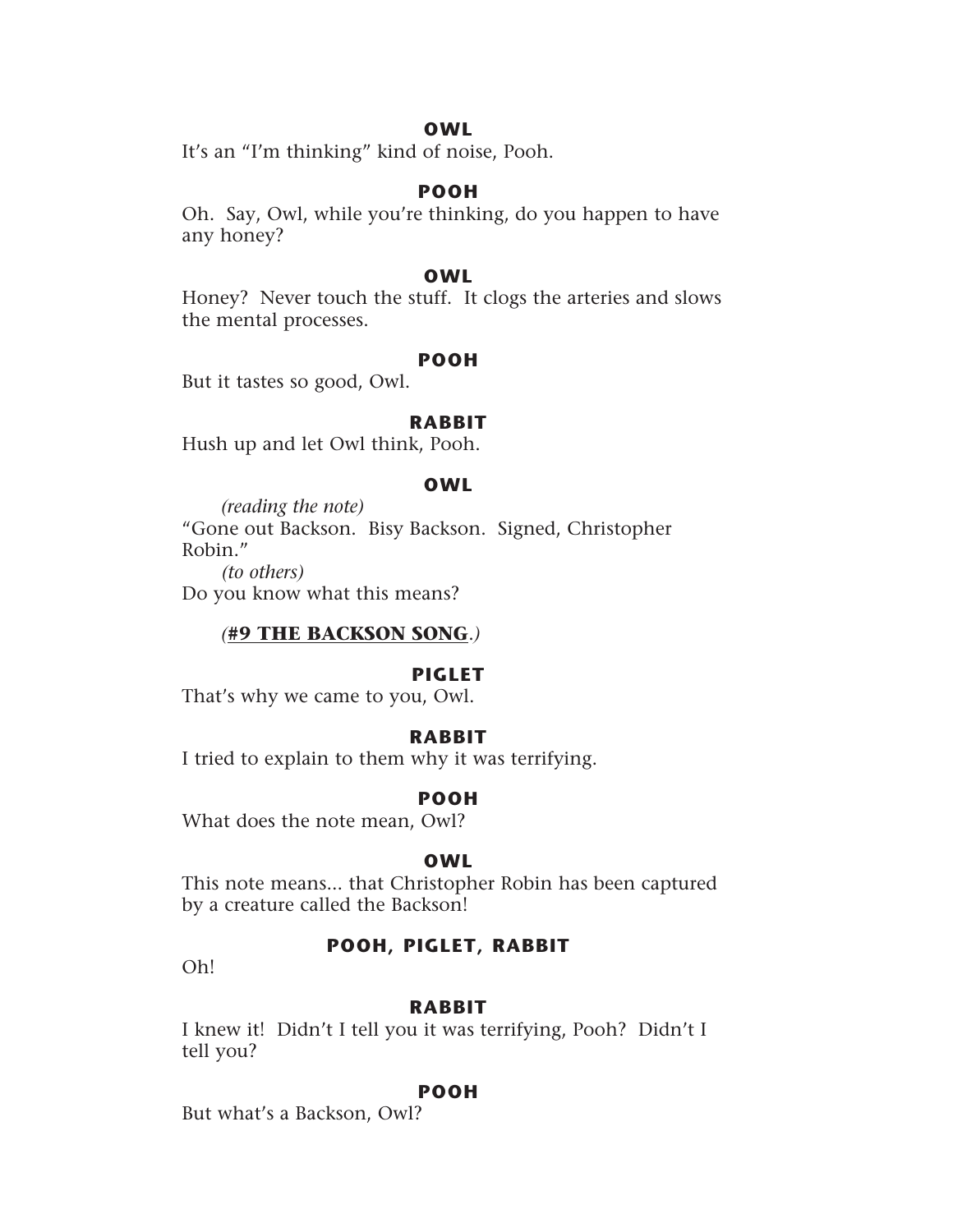**OWL**

It's an "I'm thinking" kind of noise, Pooh.

**POOH**

Oh. Say, Owl, while you're thinking, do you happen to have any honey?

**OWL**

Honey? Never touch the stuff. It clogs the arteries and slows the mental processes.

**POOH**

But it tastes so good, Owl.

**RABBIT**

Hush up and let Owl think, Pooh.

**OWL**

*(reading the note)*

"Gone out Backson. Bisy Backson. Signed, Christopher Robin."

*(to others)*

Do you know what this means?

*(**#9 THE BACKSON SONG**.)*

**PIGLET**

That's why we came to you, Owl.

**RABBIT**

I tried to explain to them why it was terrifying.

**POOH**

What does the note mean, Owl?

**OWL**

This note means... that Christopher Robin has been captured by a creature called the Backson!

**POOH, PIGLET, RABBIT**

Oh!

**RABBIT**

I knew it! Didn't I tell you it was terrifying, Pooh? Didn't I tell you?

**POOH**

But what's a Backson, Owl?